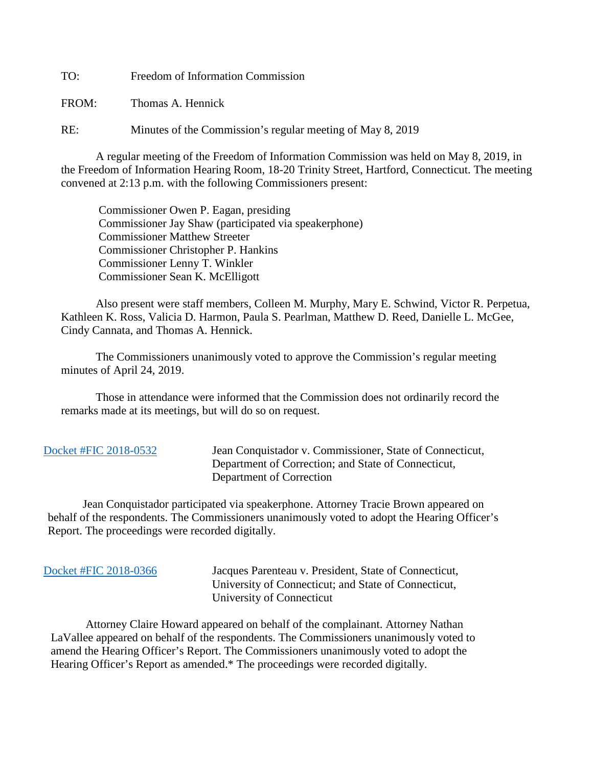TO: Freedom of Information Commission

FROM: Thomas A. Hennick

RE: Minutes of the Commission's regular meeting of May 8, 2019

A regular meeting of the Freedom of Information Commission was held on May 8, 2019, in the Freedom of Information Hearing Room, 18-20 Trinity Street, Hartford, Connecticut. The meeting convened at 2:13 p.m. with the following Commissioners present:

Commissioner Owen P. Eagan, presiding
Commissioner Jay Shaw (participated via speakerphone)
Commissioner Matthew Streeter
Commissioner Christopher P. Hankins
Commissioner Lenny T. Winkler
Commissioner Sean K. McElligott

Also present were staff members, Colleen M. Murphy, Mary E. Schwind, Victor R. Perpetua, Kathleen K. Ross, Valicia D. Harmon, Paula S. Pearlman, Matthew D. Reed, Danielle L. McGee, Cindy Cannata, and Thomas A. Hennick.

The Commissioners unanimously voted to approve the Commission's regular meeting minutes of April 24, 2019.

Those in attendance were informed that the Commission does not ordinarily record the remarks made at its meetings, but will do so on request.

Docket #FIC 2018-0532 Jean Conquistador v. Commissioner, State of Connecticut, Department of Correction; and State of Connecticut, Department of Correction

Jean Conquistador participated via speakerphone. Attorney Tracie Brown appeared on behalf of the respondents. The Commissioners unanimously voted to adopt the Hearing Officer's Report. The proceedings were recorded digitally.

Docket #FIC 2018-0366 Jacques Parenteau v. President, State of Connecticut, University of Connecticut; and State of Connecticut, University of Connecticut

Attorney Claire Howard appeared on behalf of the complainant. Attorney Nathan LaVallee appeared on behalf of the respondents. The Commissioners unanimously voted to amend the Hearing Officer's Report. The Commissioners unanimously voted to adopt the Hearing Officer's Report as amended.* The proceedings were recorded digitally.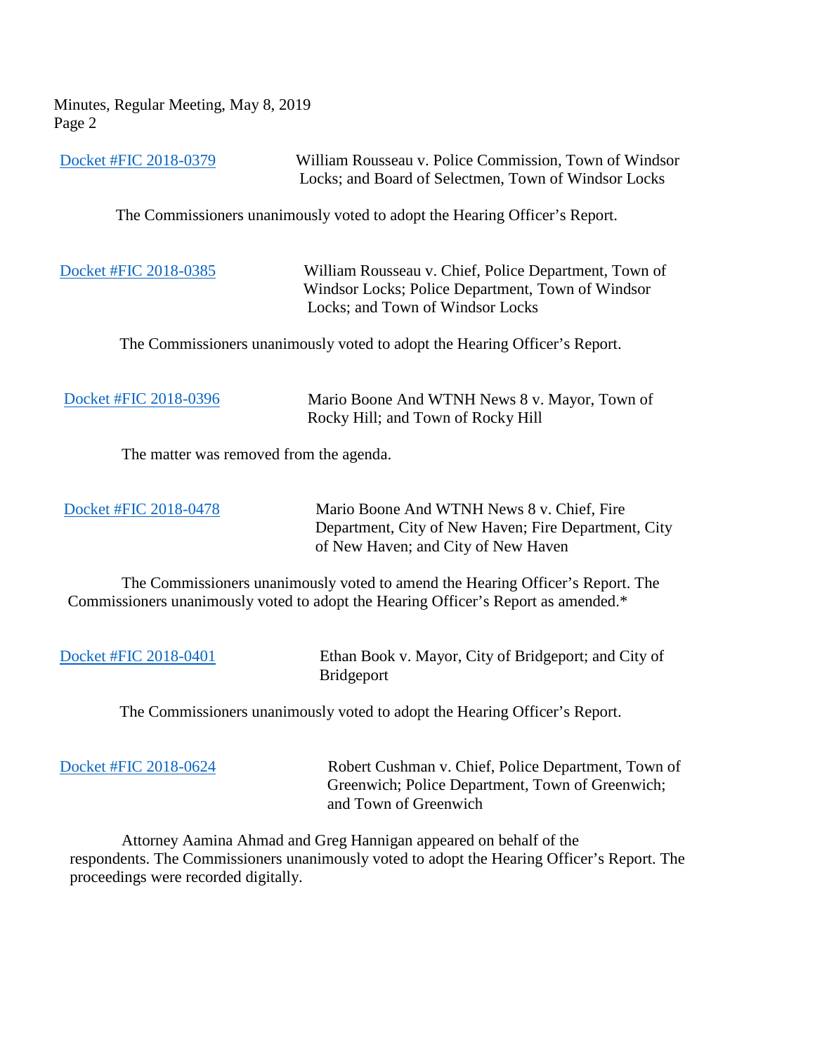Docket #FIC 2018-0379 William Rousseau v. Police Commission, Town of Windsor Locks; and Board of Selectmen, Town of Windsor Locks

The Commissioners unanimously voted to adopt the Hearing Officer's Report.

Docket #FIC 2018-0385 William Rousseau v. Chief, Police Department, Town of Windsor Locks; Police Department, Town of Windsor Locks; and Town of Windsor Locks

The Commissioners unanimously voted to adopt the Hearing Officer's Report.

Docket #FIC 2018-0396 Mario Boone And WTNH News 8 v. Mayor, Town of Rocky Hill; and Town of Rocky Hill

The matter was removed from the agenda.

Docket #FIC 2018-0478 Mario Boone And WTNH News 8 v. Chief, Fire Department, City of New Haven; Fire Department, City of New Haven; and City of New Haven

The Commissioners unanimously voted to amend the Hearing Officer's Report. The Commissioners unanimously voted to adopt the Hearing Officer's Report as amended.*

Docket #FIC 2018-0401 Ethan Book v. Mayor, City of Bridgeport; and City of Bridgeport

The Commissioners unanimously voted to adopt the Hearing Officer's Report.

Docket #FIC 2018-0624 Robert Cushman v. Chief, Police Department, Town of Greenwich; Police Department, Town of Greenwich; and Town of Greenwich

Attorney Aamina Ahmad and Greg Hannigan appeared on behalf of the respondents. The Commissioners unanimously voted to adopt the Hearing Officer's Report. The proceedings were recorded digitally.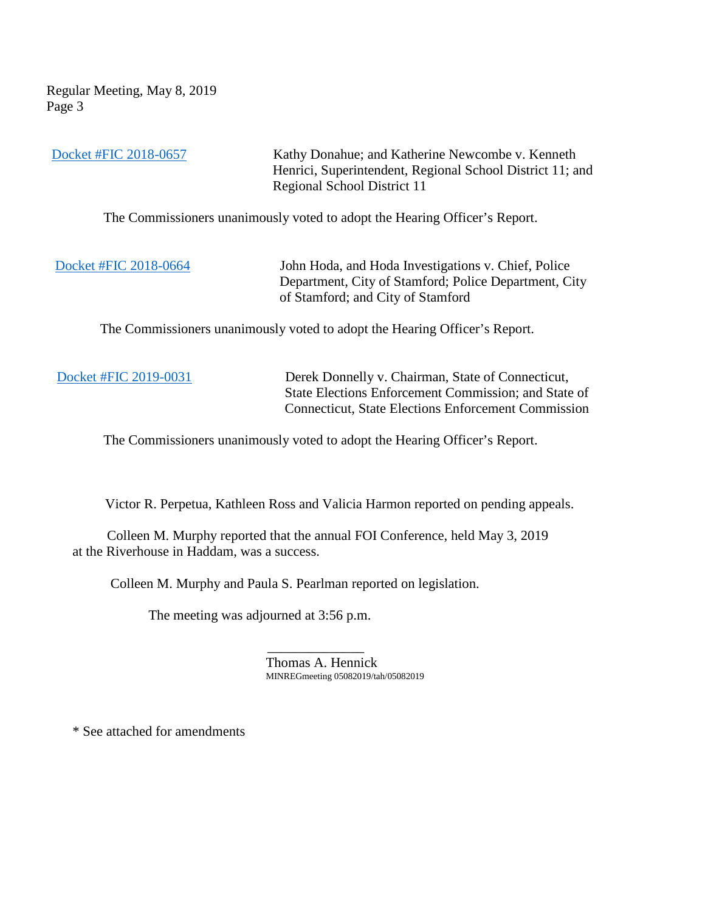Docket #FIC 2018-0657 Kathy Donahue; and Katherine Newcombe v. Kenneth Henrici, Superintendent, Regional School District 11; and Regional School District 11

The Commissioners unanimously voted to adopt the Hearing Officer's Report.

Docket #FIC 2018-0664 John Hoda, and Hoda Investigations v. Chief, Police Department, City of Stamford; Police Department, City of Stamford; and City of Stamford

The Commissioners unanimously voted to adopt the Hearing Officer's Report.

Docket #FIC 2019-0031 Derek Donnelly v. Chairman, State of Connecticut, State Elections Enforcement Commission; and State of Connecticut, State Elections Enforcement Commission

The Commissioners unanimously voted to adopt the Hearing Officer's Report.

Victor R. Perpetua, Kathleen Ross and Valicia Harmon reported on pending appeals.

Colleen M. Murphy reported that the annual FOI Conference, held May 3, 2019 at the Riverhouse in Haddam, was a success.

Colleen M. Murphy and Paula S. Pearlman reported on legislation.

The meeting was adjourned at 3:56 p.m.

______________
Thomas A. Hennick
MINREGmeeting 05082019/tah/05082019

* See attached for amendments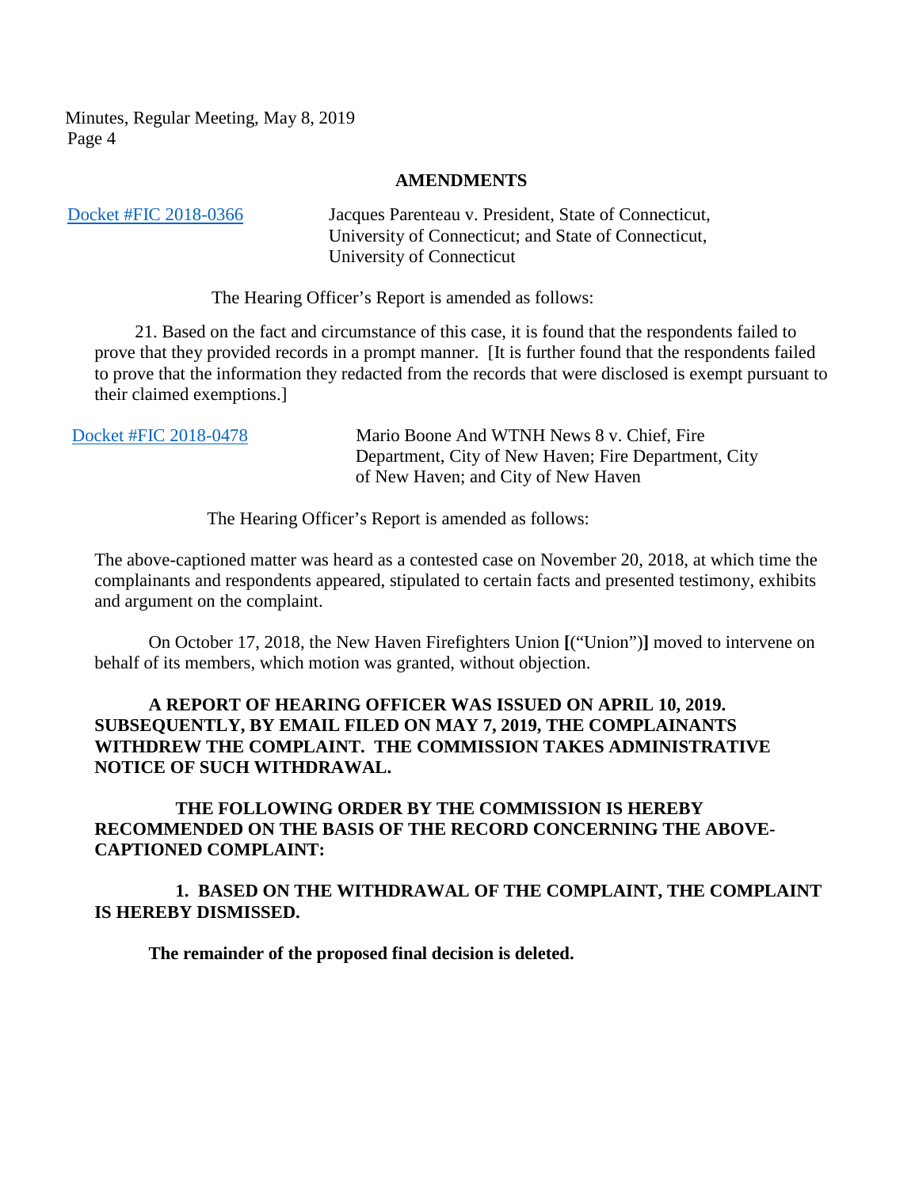## AMENDMENTS

Docket #FIC 2018-0366 — Jacques Parenteau v. President, State of Connecticut, University of Connecticut; and State of Connecticut, University of Connecticut

The Hearing Officer's Report is amended as follows:

21. Based on the fact and circumstance of this case, it is found that the respondents failed to prove that they provided records in a prompt manner. [It is further found that the respondents failed to prove that the information they redacted from the records that were disclosed is exempt pursuant to their claimed exemptions.]

Docket #FIC 2018-0478 — Mario Boone And WTNH News 8 v. Chief, Fire Department, City of New Haven; Fire Department, City of New Haven; and City of New Haven

The Hearing Officer's Report is amended as follows:

The above-captioned matter was heard as a contested case on November 20, 2018, at which time the complainants and respondents appeared, stipulated to certain facts and presented testimony, exhibits and argument on the complaint.

On October 17, 2018, the New Haven Firefighters Union **[**("Union")**]** moved to intervene on behalf of its members, which motion was granted, without objection.

**A REPORT OF HEARING OFFICER WAS ISSUED ON APRIL 10, 2019. SUBSEQUENTLY, BY EMAIL FILED ON MAY 7, 2019, THE COMPLAINANTS WITHDREW THE COMPLAINT. THE COMMISSION TAKES ADMINISTRATIVE NOTICE OF SUCH WITHDRAWAL.**

**THE FOLLOWING ORDER BY THE COMMISSION IS HEREBY RECOMMENDED ON THE BASIS OF THE RECORD CONCERNING THE ABOVE-CAPTIONED COMPLAINT:**

**1. BASED ON THE WITHDRAWAL OF THE COMPLAINT, THE COMPLAINT IS HEREBY DISMISSED.**

**The remainder of the proposed final decision is deleted.**